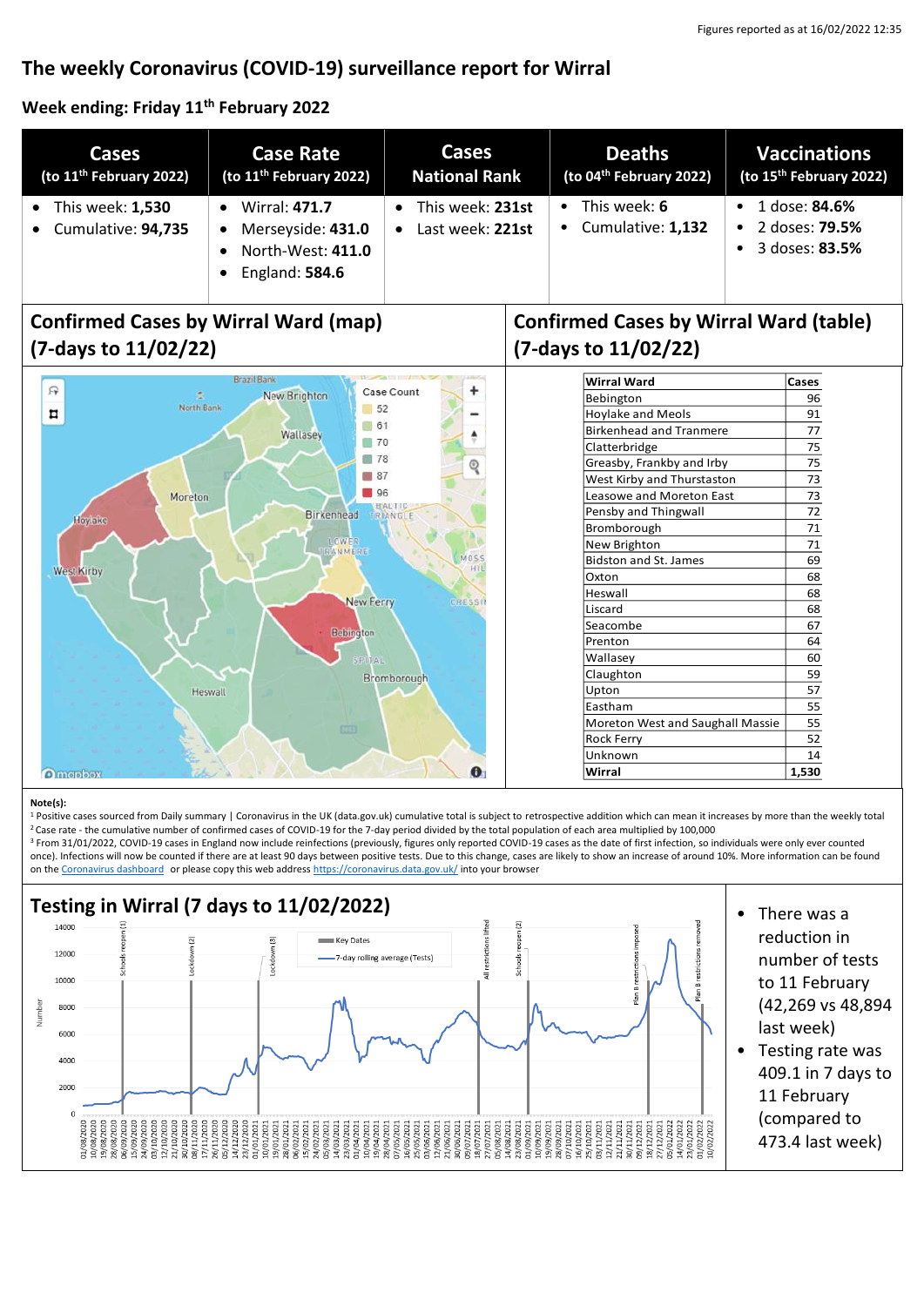Figures reported as at 16/02/2022 12:35

# The weekly Coronavirus (COVID-19) surveillance report for Wirral

## Week ending: Friday 11th February 2022

| Cases (to 11th February 2022) | Case Rate (to 11th February 2022) | Cases National Rank | Deaths (to 04th February 2022) | Vaccinations (to 15th February 2022) |
|---|---|---|---|---|
| • This week: **1,530**<br>• Cumulative: **94,735** | • Wirral: **471.7**<br>• Merseyside: **431.0**<br>• North-West: **411.0**<br>• England: **584.6** | • This week: **231st**<br>• Last week: **221st** | • This week: **6**<br>• Cumulative: **1,132** | • 1 dose: **84.6%**<br>• 2 doses: **79.5%**<br>• 3 doses: **83.5%** |

## Confirmed Cases by Wirral Ward (map) (7-days to 11/02/22)

## Confirmed Cases by Wirral Ward (table) (7-days to 11/02/22)

| Wirral Ward | Cases |
|---|---|
| Bebington | 96 |
| Hoylake and Meols | 91 |
| Birkenhead and Tranmere | 77 |
| Clatterbridge | 75 |
| Greasby, Frankby and Irby | 75 |
| West Kirby and Thurstaston | 73 |
| Leasowe and Moreton East | 73 |
| Pensby and Thingwall | 72 |
| Bromborough | 71 |
| New Brighton | 71 |
| Bidston and St. James | 69 |
| Oxton | 68 |
| Heswall | 68 |
| Liscard | 68 |
| Seacombe | 67 |
| Prenton | 64 |
| Wallasey | 60 |
| Claughton | 59 |
| Upton | 57 |
| Eastham | 55 |
| Moreton West and Saughall Massie | 55 |
| Rock Ferry | 52 |
| Unknown | 14 |
| **Wirral** | **1,530** |

**Note(s):**

[1] Positive cases sourced from Daily summary | Coronavirus in the UK (data.gov.uk) cumulative total is subject to retrospective addition which can mean it increases by more than the weekly total

[2] Case rate - the cumulative number of confirmed cases of COVID-19 for the 7-day period divided by the total population of each area multiplied by 100,000

[3] From 31/01/2022, COVID-19 cases in England now include reinfections (previously, figures only reported COVID-19 cases as the date of first infection, so individuals were only ever counted once). Infections will now be counted if there are at least 90 days between positive tests. Due to this change, cases are likely to show an increase of around 10%. More information can be found on the Coronavirus dashboard or please copy this web address https://coronavirus.data.gov.uk/ into your browser

## Testing in Wirral (7 days to 11/02/2022)

- There was a reduction in number of tests to 11 February (42,269 vs 48,894 last week)
- Testing rate was 409.1 in 7 days to 11 February (compared to 473.4 last week)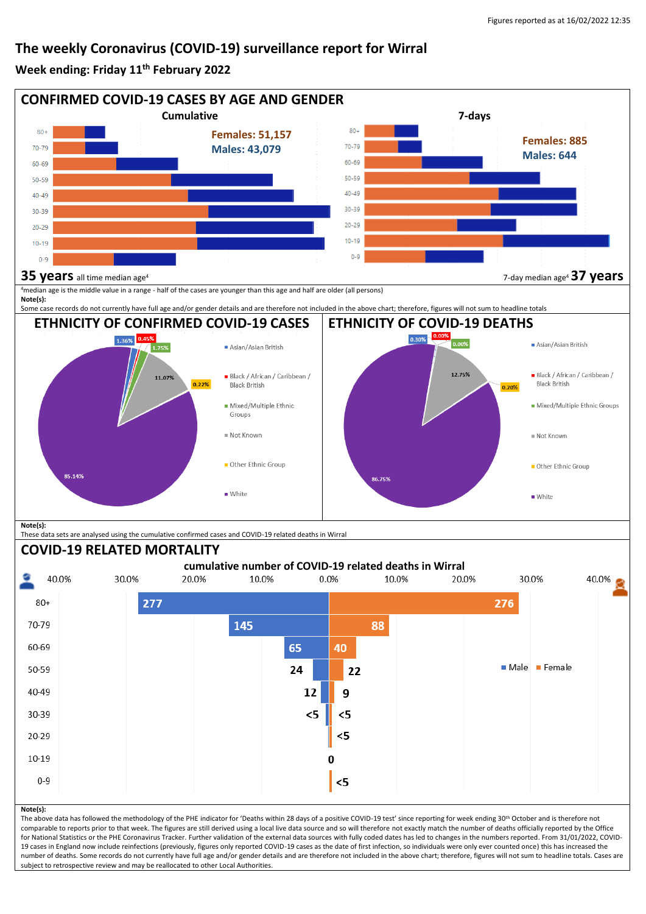Figures reported as at 16/02/2022 12:35

# The weekly Coronavirus (COVID-19) surveillance report for Wirral

**Week ending: Friday 11th February 2022**

## CONFIRMED COVID-19 CASES BY AGE AND GENDER

**Cumulative**

Females: 51,157
Males: 43,079

**35 years** all time median age[4]

**7-days**

Females: 885
Males: 644

7-day median age[4] **37 years**

[4]median age is the middle value in a range - half of the cases are younger than this age and half are older (all persons)

**Note(s):**
Some case records do not currently have full age and/or gender details and are therefore not included in the above chart; therefore, figures will not sum to headline totals

## ETHNICITY OF CONFIRMED COVID-19 CASES

| Ethnicity | % |
|---|---|
| Asian/Asian British | 1.36% |
| Black / African / Caribbean / Black British | 0.45% |
| Mixed/Multiple Ethnic Groups | 1.75% |
| Not Known | 11.07% |
| Other Ethnic Group | 0.22% |
| White | 85.14% |

## ETHNICITY OF COVID-19 DEATHS

| Ethnicity | % |
|---|---|
| Asian/Asian British | 0.30% |
| Black / African / Caribbean / Black British | 0.00% |
| Mixed/Multiple Ethnic Groups | 0.00% |
| Not Known | 12.75% |
| Other Ethnic Group | 0.20% |
| White | 86.75% |

**Note(s):**
These data sets are analysed using the cumulative confirmed cases and COVID-19 related deaths in Wirral

## COVID-19 RELATED MORTALITY

**cumulative number of COVID-19 related deaths in Wirral**

| Age | Male | Female |
|---|---|---|
| 80+ | 277 | 276 |
| 70-79 | 145 | 88 |
| 60-69 | 65 | 40 |
| 50-59 | 24 | 22 |
| 40-49 | 12 | 9 |
| 30-39 | <5 | <5 |
| 20-29 | | <5 |
| 10-19 | 0 | |
| 0-9 | | <5 |

**Note(s):**
The above data has followed the methodology of the PHE indicator for 'Deaths within 28 days of a positive COVID-19 test' since reporting for week ending 30th October and is therefore not comparable to reports prior to that week. The figures are still derived using a local live data source and so will therefore not exactly match the number of deaths officially reported by the Office for National Statistics or the PHE Coronavirus Tracker. Further validation of the external data sources with fully coded dates has led to changes in the numbers reported. From 31/01/2022, COVID-19 cases in England now include reinfections (previously, figures only reported COVID-19 cases as the date of first infection, so individuals were only ever counted once) this has increased the number of deaths. Some records do not currently have full age and/or gender details and are therefore not included in the above chart; therefore, figures will not sum to headline totals. Cases are subject to retrospective review and may be reallocated to other Local Authorities.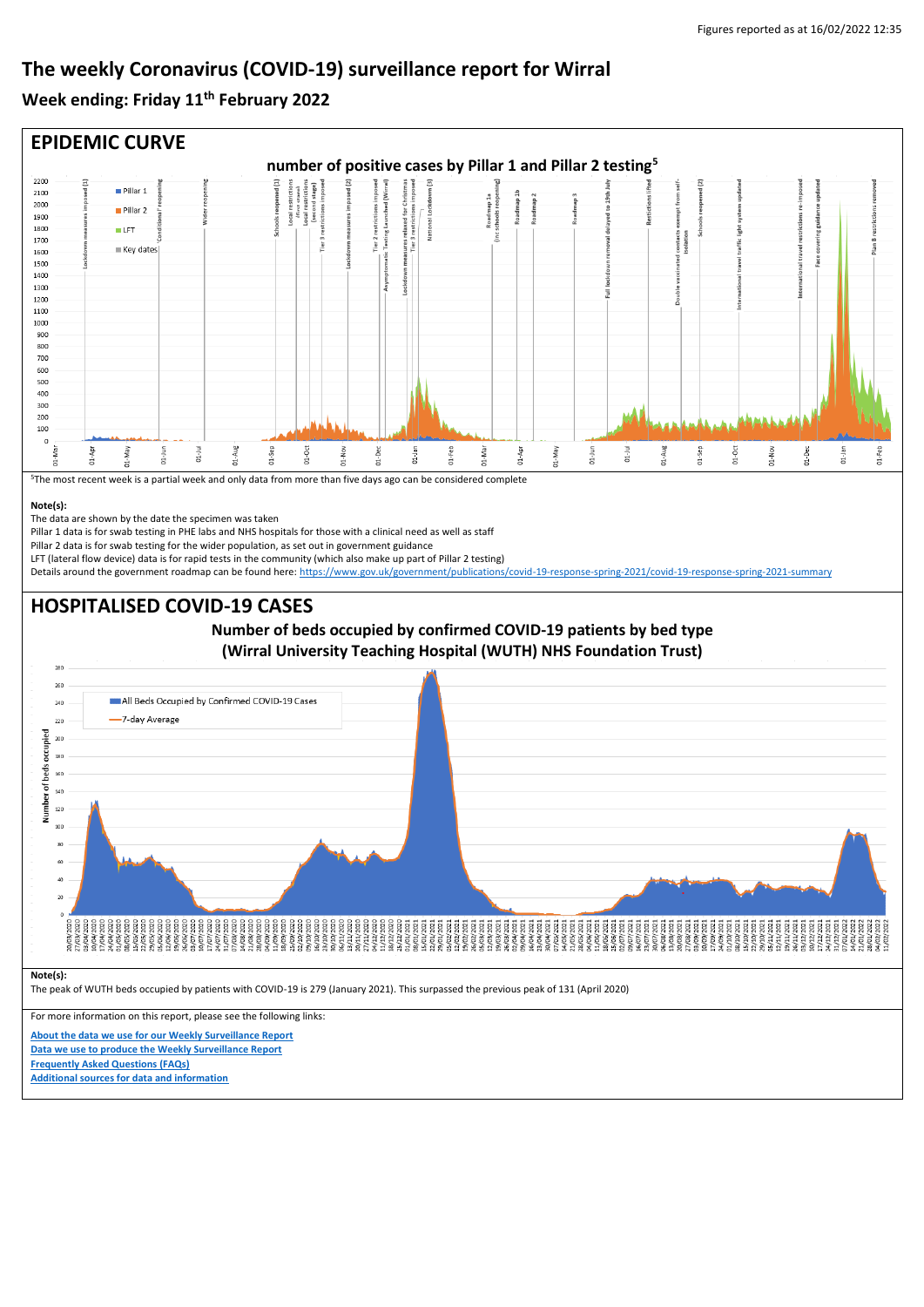Figures reported as at 16/02/2022 12:35

# The weekly Coronavirus (COVID-19) surveillance report for Wirral

## Week ending: Friday 11th February 2022

## EPIDEMIC CURVE

number of positive cases by Pillar 1 and Pillar 2 testing[5]

Pillar 1
Pillar 2
LFT
Key dates

0
100
200
300
400
500
600
700
800
900
1000
1100
1200
1300
1400
1500
1600
1700
1800
1900
2000
2100
2200

01-Mar
01-Apr
01-May
01-Jun
01-Jul
01-Aug
01-Sep
01-Oct
01-Nov
01-Dec
01-Jan
01-Feb
01-Mar
01-Apr
01-May
01-Jun
01-Jul
01-Aug
01-Sep
01-Oct
01-Nov
01-Dec
01-Jan
01-Feb

Lockdown measures imposed (1)
Conditional reopening
Wider reopening
Schools reopened (1)
Local restrictions (first stage)
Local restrictions (second stage)
Tier 3 restrictions imposed
Lockdown measures imposed (2)
Tier 2 restrictions imposed
Asymptomatic Testing Launched (Wirral)
Lockdown measures relaxed for Christmas
Tier 3 restrictions imposed
National Lockdown (3)
Roadmap 1a (inc schools reopening)
Roadmap 1b
Roadmap 2
Roadmap 3
Full lockdown removal delayed to 19th July
Restrictions lifted
Double vaccinated contacts exempt from self-isolation
Schools reopened (2)
International travel traffic light system updated
International travel restrictions re-imposed
Face covering guidance updated
Plan B restrictions removed

[5]The most recent week is a partial week and only data from more than five days ago can be considered complete

**Note(s):**

The data are shown by the date the specimen was taken

Pillar 1 data is for swab testing in PHE labs and NHS hospitals for those with a clinical need as well as staff

Pillar 2 data is for swab testing for the wider population, as set out in government guidance

LFT (lateral flow device) data is for rapid tests in the community (which also make up part of Pillar 2 testing)

Details around the government roadmap can be found here: https://www.gov.uk/government/publications/covid-19-response-spring-2021/covid-19-response-spring-2021-summary

## HOSPITALISED COVID-19 CASES

Number of beds occupied by confirmed COVID-19 patients by bed type
(Wirral University Teaching Hospital (WUTH) NHS Foundation Trust)

All Beds Occupied by Confirmed COVID-19 Cases
7-day Average

Number of beds occupied

0
20
40
60
80
100
120
140
160
180
200
220
240
260
280

**Note(s):**

The peak of WUTH beds occupied by patients with COVID-19 is 279 (January 2021). This surpassed the previous peak of 131 (April 2020)

For more information on this report, please see the following links:

**About the data we use for our Weekly Surveillance Report**

**Data we use to produce the Weekly Surveillance Report**

**Frequently Asked Questions (FAQs)**

**Additional sources for data and information**